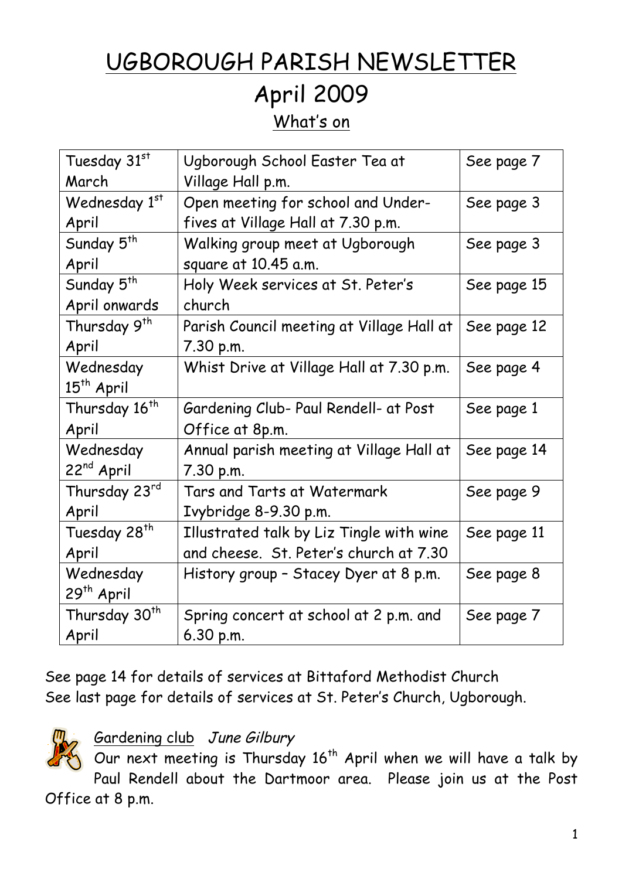# UGBOROUGH PARISH NEWSLETTER

## April 2009

### What's on

| | | |
|---|---|---|
| Tuesday 31st March | Ugborough School Easter Tea at Village Hall p.m. | See page 7 |
| Wednesday 1st April | Open meeting for school and Under-fives at Village Hall at 7.30 p.m. | See page 3 |
| Sunday 5th April | Walking group meet at Ugborough square at 10.45 a.m. | See page 3 |
| Sunday 5th April onwards | Holy Week services at St. Peter's church | See page 15 |
| Thursday 9th April | Parish Council meeting at Village Hall at 7.30 p.m. | See page 12 |
| Wednesday 15th April | Whist Drive at Village Hall at 7.30 p.m. | See page 4 |
| Thursday 16th April | Gardening Club- Paul Rendell- at Post Office at 8p.m. | See page 1 |
| Wednesday 22nd April | Annual parish meeting at Village Hall at 7.30 p.m. | See page 14 |
| Thursday 23rd April | Tars and Tarts at Watermark Ivybridge 8-9.30 p.m. | See page 9 |
| Tuesday 28th April | Illustrated talk by Liz Tingle with wine and cheese. St. Peter's church at 7.30 | See page 11 |
| Wednesday 29th April | History group – Stacey Dyer at 8 p.m. | See page 8 |
| Thursday 30th April | Spring concert at school at 2 p.m. and 6.30 p.m. | See page 7 |

See page 14 for details of services at Bittaford Methodist Church
See last page for details of services at St. Peter's Church, Ugborough.

<u>Gardening club</u> *June Gilbury*

Our next meeting is Thursday 16th April when we will have a talk by Paul Rendell about the Dartmoor area. Please join us at the Post Office at 8 p.m.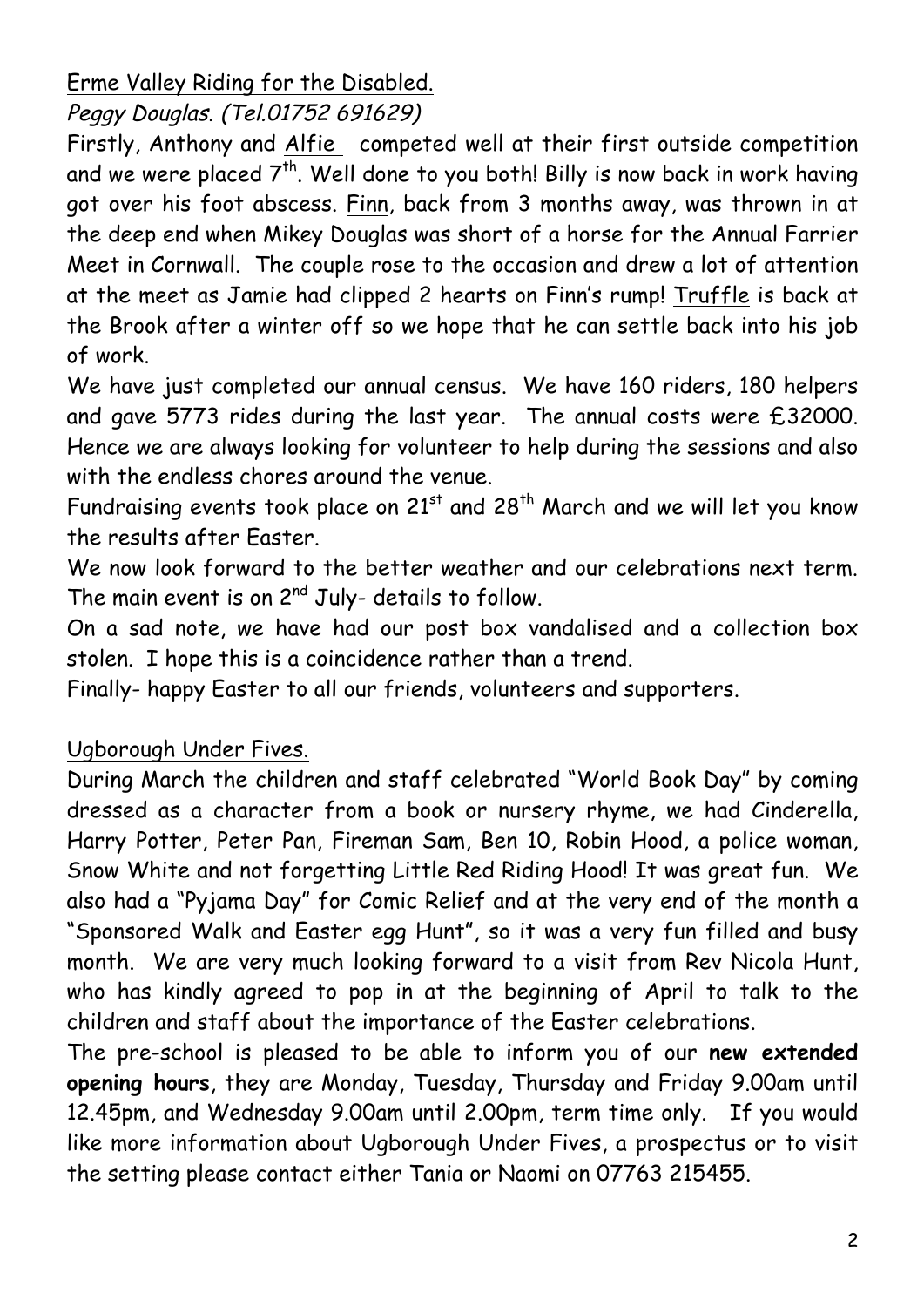## Erme Valley Riding for the Disabled.

*Peggy Douglas. (Tel.01752 691629)*

Firstly, Anthony and Alfie competed well at their first outside competition and we were placed 7th. Well done to you both! Billy is now back in work having got over his foot abscess. Finn, back from 3 months away, was thrown in at the deep end when Mikey Douglas was short of a horse for the Annual Farrier Meet in Cornwall. The couple rose to the occasion and drew a lot of attention at the meet as Jamie had clipped 2 hearts on Finn's rump! Truffle is back at the Brook after a winter off so we hope that he can settle back into his job of work.

We have just completed our annual census. We have 160 riders, 180 helpers and gave 5773 rides during the last year. The annual costs were £32000. Hence we are always looking for volunteer to help during the sessions and also with the endless chores around the venue.

Fundraising events took place on 21st and 28th March and we will let you know the results after Easter.

We now look forward to the better weather and our celebrations next term. The main event is on 2nd July- details to follow.

On a sad note, we have had our post box vandalised and a collection box stolen. I hope this is a coincidence rather than a trend.

Finally- happy Easter to all our friends, volunteers and supporters.

## Ugborough Under Fives.

During March the children and staff celebrated "World Book Day" by coming dressed as a character from a book or nursery rhyme, we had Cinderella, Harry Potter, Peter Pan, Fireman Sam, Ben 10, Robin Hood, a police woman, Snow White and not forgetting Little Red Riding Hood! It was great fun. We also had a "Pyjama Day" for Comic Relief and at the very end of the month a "Sponsored Walk and Easter egg Hunt", so it was a very fun filled and busy month. We are very much looking forward to a visit from Rev Nicola Hunt, who has kindly agreed to pop in at the beginning of April to talk to the children and staff about the importance of the Easter celebrations.

The pre-school is pleased to be able to inform you of our **new extended opening hours**, they are Monday, Tuesday, Thursday and Friday 9.00am until 12.45pm, and Wednesday 9.00am until 2.00pm, term time only. If you would like more information about Ugborough Under Fives, a prospectus or to visit the setting please contact either Tania or Naomi on 07763 215455.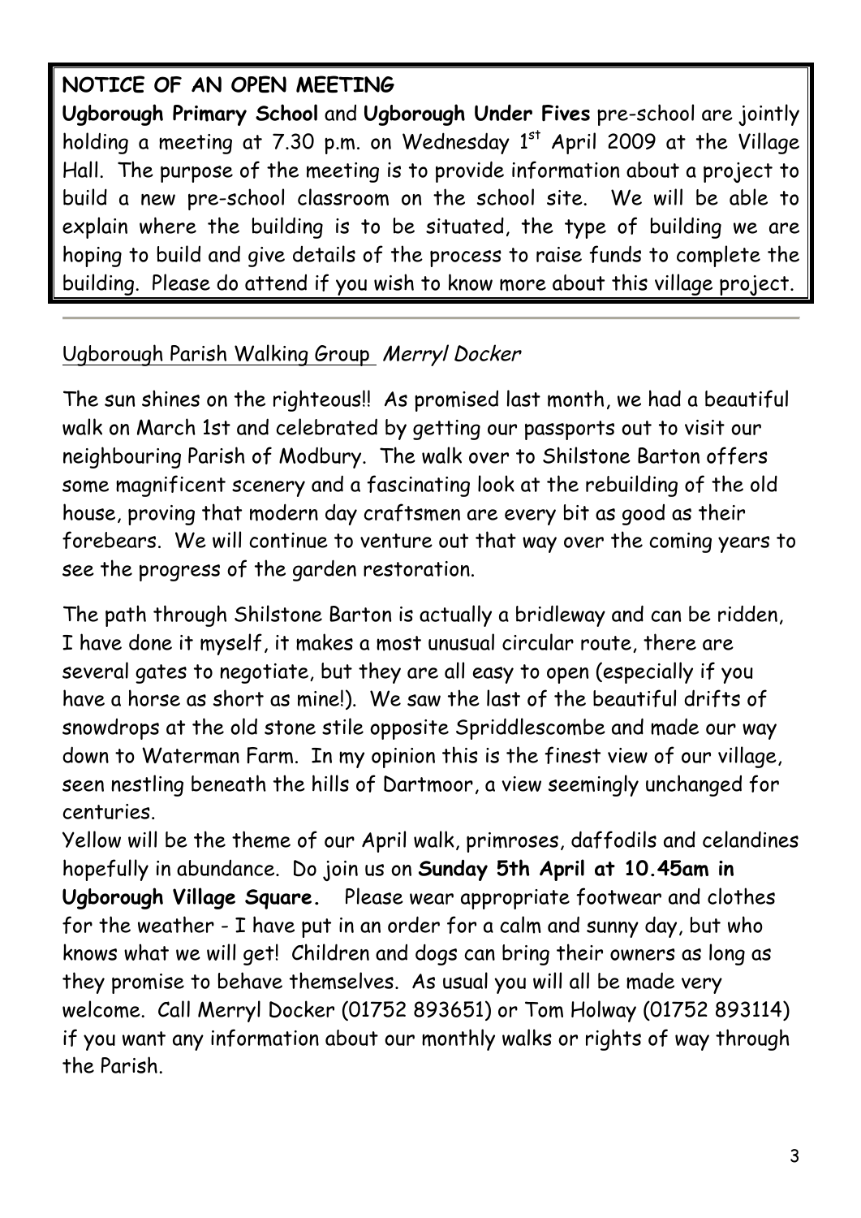**NOTICE OF AN OPEN MEETING**

**Ugborough Primary School** and **Ugborough Under Fives** pre-school are jointly holding a meeting at 7.30 p.m. on Wednesday 1st April 2009 at the Village Hall. The purpose of the meeting is to provide information about a project to build a new pre-school classroom on the school site. We will be able to explain where the building is to be situated, the type of building we are hoping to build and give details of the process to raise funds to complete the building. Please do attend if you wish to know more about this village project.

---

Ugborough Parish Walking Group *Merryl Docker*

The sun shines on the righteous!! As promised last month, we had a beautiful walk on March 1st and celebrated by getting our passports out to visit our neighbouring Parish of Modbury. The walk over to Shilstone Barton offers some magnificent scenery and a fascinating look at the rebuilding of the old house, proving that modern day craftsmen are every bit as good as their forebears. We will continue to venture out that way over the coming years to see the progress of the garden restoration.

The path through Shilstone Barton is actually a bridleway and can be ridden, I have done it myself, it makes a most unusual circular route, there are several gates to negotiate, but they are all easy to open (especially if you have a horse as short as mine!). We saw the last of the beautiful drifts of snowdrops at the old stone stile opposite Spriddlescombe and made our way down to Waterman Farm. In my opinion this is the finest view of our village, seen nestling beneath the hills of Dartmoor, a view seemingly unchanged for centuries.

Yellow will be the theme of our April walk, primroses, daffodils and celandines hopefully in abundance. Do join us on **Sunday 5th April at 10.45am in Ugborough Village Square.** Please wear appropriate footwear and clothes for the weather - I have put in an order for a calm and sunny day, but who knows what we will get! Children and dogs can bring their owners as long as they promise to behave themselves. As usual you will all be made very welcome. Call Merryl Docker (01752 893651) or Tom Holway (01752 893114) if you want any information about our monthly walks or rights of way through the Parish.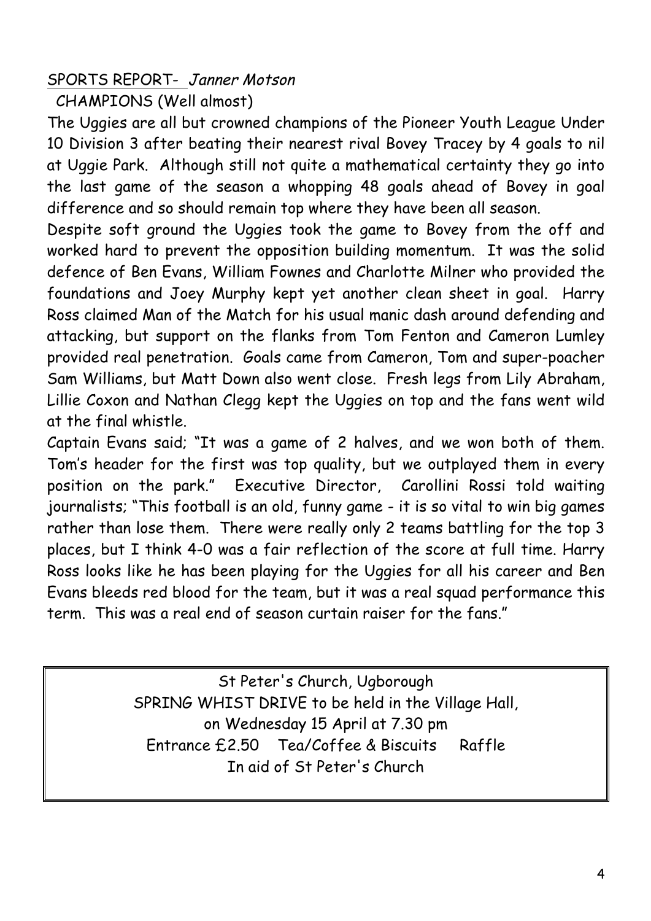## SPORTS REPORT- *Janner Motson*

CHAMPIONS (Well almost)

The Uggies are all but crowned champions of the Pioneer Youth League Under 10 Division 3 after beating their nearest rival Bovey Tracey by 4 goals to nil at Uggie Park. Although still not quite a mathematical certainty they go into the last game of the season a whopping 48 goals ahead of Bovey in goal difference and so should remain top where they have been all season.

Despite soft ground the Uggies took the game to Bovey from the off and worked hard to prevent the opposition building momentum. It was the solid defence of Ben Evans, William Fownes and Charlotte Milner who provided the foundations and Joey Murphy kept yet another clean sheet in goal. Harry Ross claimed Man of the Match for his usual manic dash around defending and attacking, but support on the flanks from Tom Fenton and Cameron Lumley provided real penetration. Goals came from Cameron, Tom and super-poacher Sam Williams, but Matt Down also went close. Fresh legs from Lily Abraham, Lillie Coxon and Nathan Clegg kept the Uggies on top and the fans went wild at the final whistle.

Captain Evans said; "It was a game of 2 halves, and we won both of them. Tom's header for the first was top quality, but we outplayed them in every position on the park." Executive Director, Carollini Rossi told waiting journalists; "This football is an old, funny game - it is so vital to win big games rather than lose them. There were really only 2 teams battling for the top 3 places, but I think 4-0 was a fair reflection of the score at full time. Harry Ross looks like he has been playing for the Uggies for all his career and Ben Evans bleeds red blood for the team, but it was a real squad performance this term. This was a real end of season curtain raiser for the fans."

St Peter's Church, Ugborough
SPRING WHIST DRIVE to be held in the Village Hall,
on Wednesday 15 April at 7.30 pm
Entrance £2.50 Tea/Coffee & Biscuits Raffle
In aid of St Peter's Church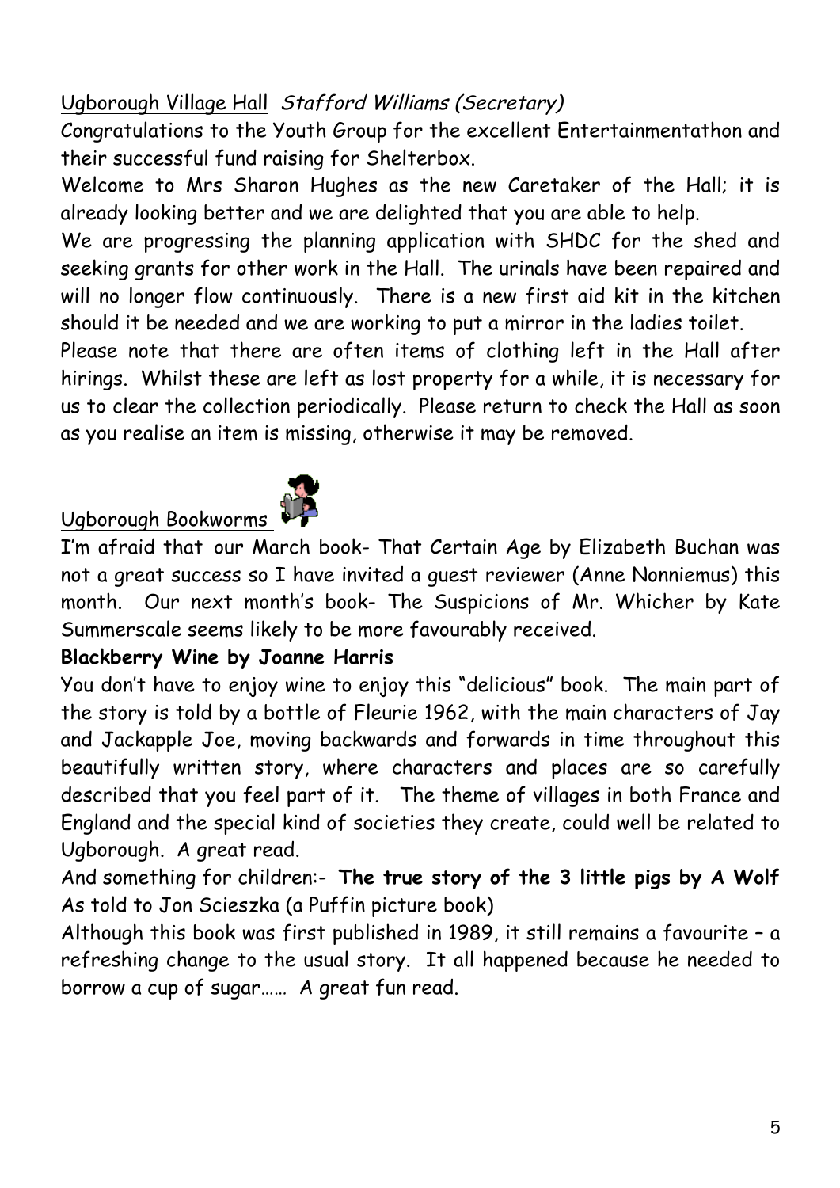## Ugborough Village Hall *Stafford Williams (Secretary)*

Congratulations to the Youth Group for the excellent Entertainmentathon and their successful fund raising for Shelterbox.

Welcome to Mrs Sharon Hughes as the new Caretaker of the Hall; it is already looking better and we are delighted that you are able to help.

We are progressing the planning application with SHDC for the shed and seeking grants for other work in the Hall. The urinals have been repaired and will no longer flow continuously. There is a new first aid kit in the kitchen should it be needed and we are working to put a mirror in the ladies toilet.

Please note that there are often items of clothing left in the Hall after hirings. Whilst these are left as lost property for a while, it is necessary for us to clear the collection periodically. Please return to check the Hall as soon as you realise an item is missing, otherwise it may be removed.

## Ugborough Bookworms

I'm afraid that our March book- That Certain Age by Elizabeth Buchan was not a great success so I have invited a guest reviewer (Anne Nonniemus) this month. Our next month's book- The Suspicions of Mr. Whicher by Kate Summerscale seems likely to be more favourably received.

**Blackberry Wine by Joanne Harris**

You don't have to enjoy wine to enjoy this "delicious" book. The main part of the story is told by a bottle of Fleurie 1962, with the main characters of Jay and Jackapple Joe, moving backwards and forwards in time throughout this beautifully written story, where characters and places are so carefully described that you feel part of it. The theme of villages in both France and England and the special kind of societies they create, could well be related to Ugborough. A great read.

And something for children:- **The true story of the 3 little pigs by A Wolf** As told to Jon Scieszka (a Puffin picture book)

Although this book was first published in 1989, it still remains a favourite – a refreshing change to the usual story. It all happened because he needed to borrow a cup of sugar…… A great fun read.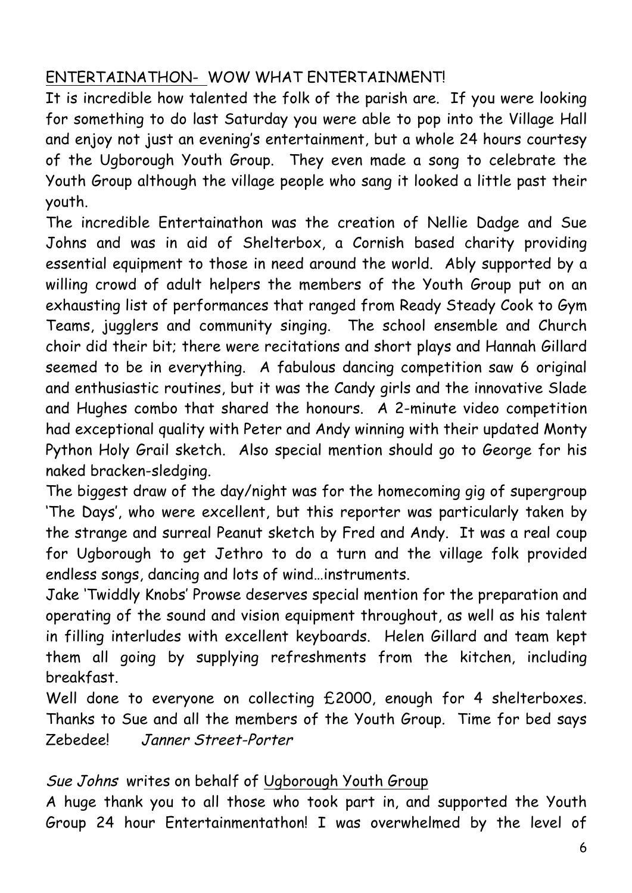## ENTERTAINATHON- WOW WHAT ENTERTAINMENT!

It is incredible how talented the folk of the parish are. If you were looking for something to do last Saturday you were able to pop into the Village Hall and enjoy not just an evening's entertainment, but a whole 24 hours courtesy of the Ugborough Youth Group. They even made a song to celebrate the Youth Group although the village people who sang it looked a little past their youth.

The incredible Entertainathon was the creation of Nellie Dadge and Sue Johns and was in aid of Shelterbox, a Cornish based charity providing essential equipment to those in need around the world. Ably supported by a willing crowd of adult helpers the members of the Youth Group put on an exhausting list of performances that ranged from Ready Steady Cook to Gym Teams, jugglers and community singing. The school ensemble and Church choir did their bit; there were recitations and short plays and Hannah Gillard seemed to be in everything. A fabulous dancing competition saw 6 original and enthusiastic routines, but it was the Candy girls and the innovative Slade and Hughes combo that shared the honours. A 2-minute video competition had exceptional quality with Peter and Andy winning with their updated Monty Python Holy Grail sketch. Also special mention should go to George for his naked bracken-sledging.

The biggest draw of the day/night was for the homecoming gig of supergroup 'The Days', who were excellent, but this reporter was particularly taken by the strange and surreal Peanut sketch by Fred and Andy. It was a real coup for Ugborough to get Jethro to do a turn and the village folk provided endless songs, dancing and lots of wind…instruments.

Jake 'Twiddly Knobs' Prowse deserves special mention for the preparation and operating of the sound and vision equipment throughout, as well as his talent in filling interludes with excellent keyboards. Helen Gillard and team kept them all going by supplying refreshments from the kitchen, including breakfast.

Well done to everyone on collecting £2000, enough for 4 shelterboxes. Thanks to Sue and all the members of the Youth Group. Time for bed says Zebedee! *Janner Street-Porter*

*Sue Johns* writes on behalf of Ugborough Youth Group

A huge thank you to all those who took part in, and supported the Youth Group 24 hour Entertainmentathon! I was overwhelmed by the level of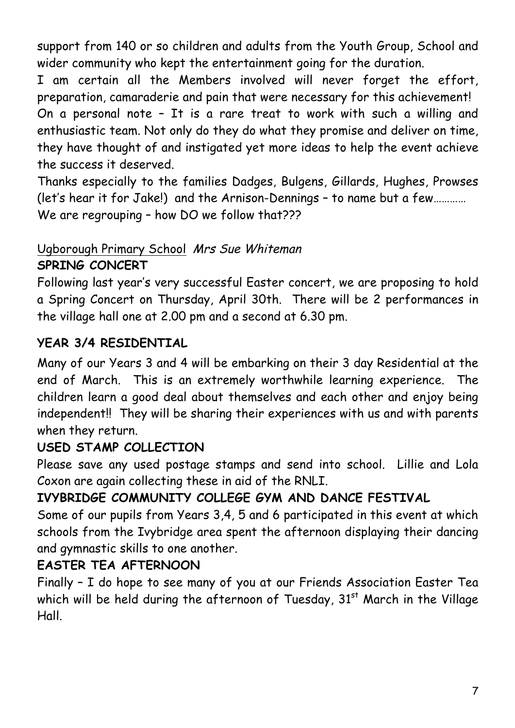support from 140 or so children and adults from the Youth Group, School and wider community who kept the entertainment going for the duration.

I am certain all the Members involved will never forget the effort, preparation, camaraderie and pain that were necessary for this achievement!

On a personal note – It is a rare treat to work with such a willing and enthusiastic team. Not only do they do what they promise and deliver on time, they have thought of and instigated yet more ideas to help the event achieve the success it deserved.

Thanks especially to the families Dadges, Bulgens, Gillards, Hughes, Prowses (let's hear it for Jake!) and the Arnison-Dennings – to name but a few…………

We are regrouping – how DO we follow that???

Ugborough Primary School *Mrs Sue Whiteman*

**SPRING CONCERT**

Following last year's very successful Easter concert, we are proposing to hold a Spring Concert on Thursday, April 30th. There will be 2 performances in the village hall one at 2.00 pm and a second at 6.30 pm.

**YEAR 3/4 RESIDENTIAL**

Many of our Years 3 and 4 will be embarking on their 3 day Residential at the end of March. This is an extremely worthwhile learning experience. The children learn a good deal about themselves and each other and enjoy being independent!! They will be sharing their experiences with us and with parents when they return.

**USED STAMP COLLECTION**

Please save any used postage stamps and send into school. Lillie and Lola Coxon are again collecting these in aid of the RNLI.

**IVYBRIDGE COMMUNITY COLLEGE GYM AND DANCE FESTIVAL**

Some of our pupils from Years 3,4, 5 and 6 participated in this event at which schools from the Ivybridge area spent the afternoon displaying their dancing and gymnastic skills to one another.

**EASTER TEA AFTERNOON**

Finally – I do hope to see many of you at our Friends Association Easter Tea which will be held during the afternoon of Tuesday, 31st March in the Village Hall.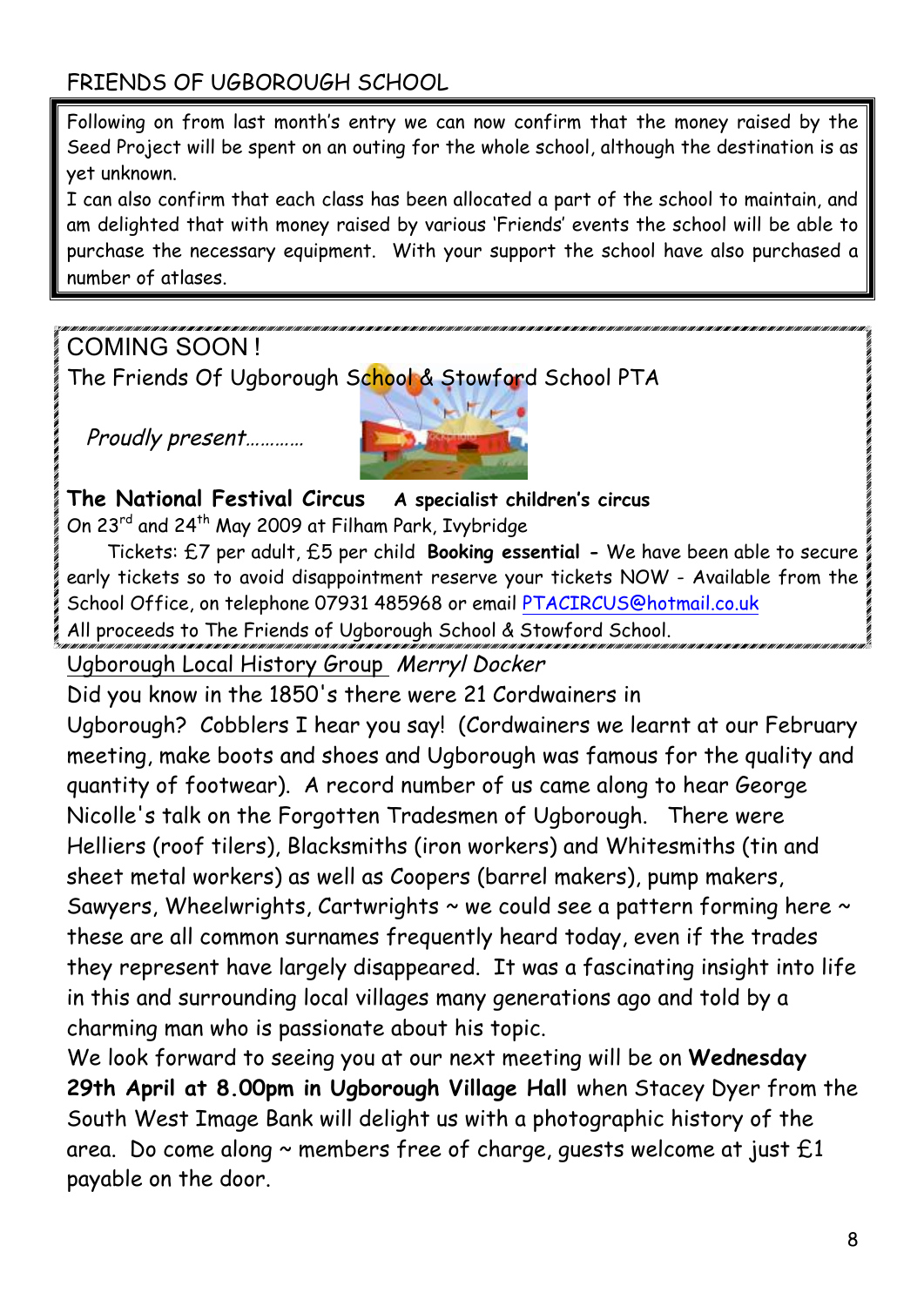## FRIENDS OF UGBOROUGH SCHOOL

Following on from last month's entry we can now confirm that the money raised by the Seed Project will be spent on an outing for the whole school, although the destination is as yet unknown.

I can also confirm that each class has been allocated a part of the school to maintain, and am delighted that with money raised by various 'Friends' events the school will be able to purchase the necessary equipment. With your support the school have also purchased a number of atlases.

## COMING SOON !

The Friends Of Ugborough School & Stowford School PTA

*Proudly present…………*

**The National Festival Circus** **A specialist children's circus**

On 23rd and 24th May 2009 at Filham Park, Ivybridge

Tickets: £7 per adult, £5 per child **Booking essential -** We have been able to secure early tickets so to avoid disappointment reserve your tickets NOW - Available from the School Office, on telephone 07931 485968 or email PTACIRCUS@hotmail.co.uk

All proceeds to The Friends of Ugborough School & Stowford School.

## Ugborough Local History Group *Merryl Docker*

Did you know in the 1850's there were 21 Cordwainers in Ugborough? Cobblers I hear you say! (Cordwainers we learnt at our February meeting, make boots and shoes and Ugborough was famous for the quality and quantity of footwear). A record number of us came along to hear George Nicolle's talk on the Forgotten Tradesmen of Ugborough. There were Helliers (roof tilers), Blacksmiths (iron workers) and Whitesmiths (tin and sheet metal workers) as well as Coopers (barrel makers), pump makers, Sawyers, Wheelwrights, Cartwrights ~ we could see a pattern forming here ~ these are all common surnames frequently heard today, even if the trades they represent have largely disappeared. It was a fascinating insight into life in this and surrounding local villages many generations ago and told by a charming man who is passionate about his topic.

We look forward to seeing you at our next meeting will be on **Wednesday 29th April at 8.00pm in Ugborough Village Hall** when Stacey Dyer from the South West Image Bank will delight us with a photographic history of the area. Do come along ~ members free of charge, guests welcome at just £1 payable on the door.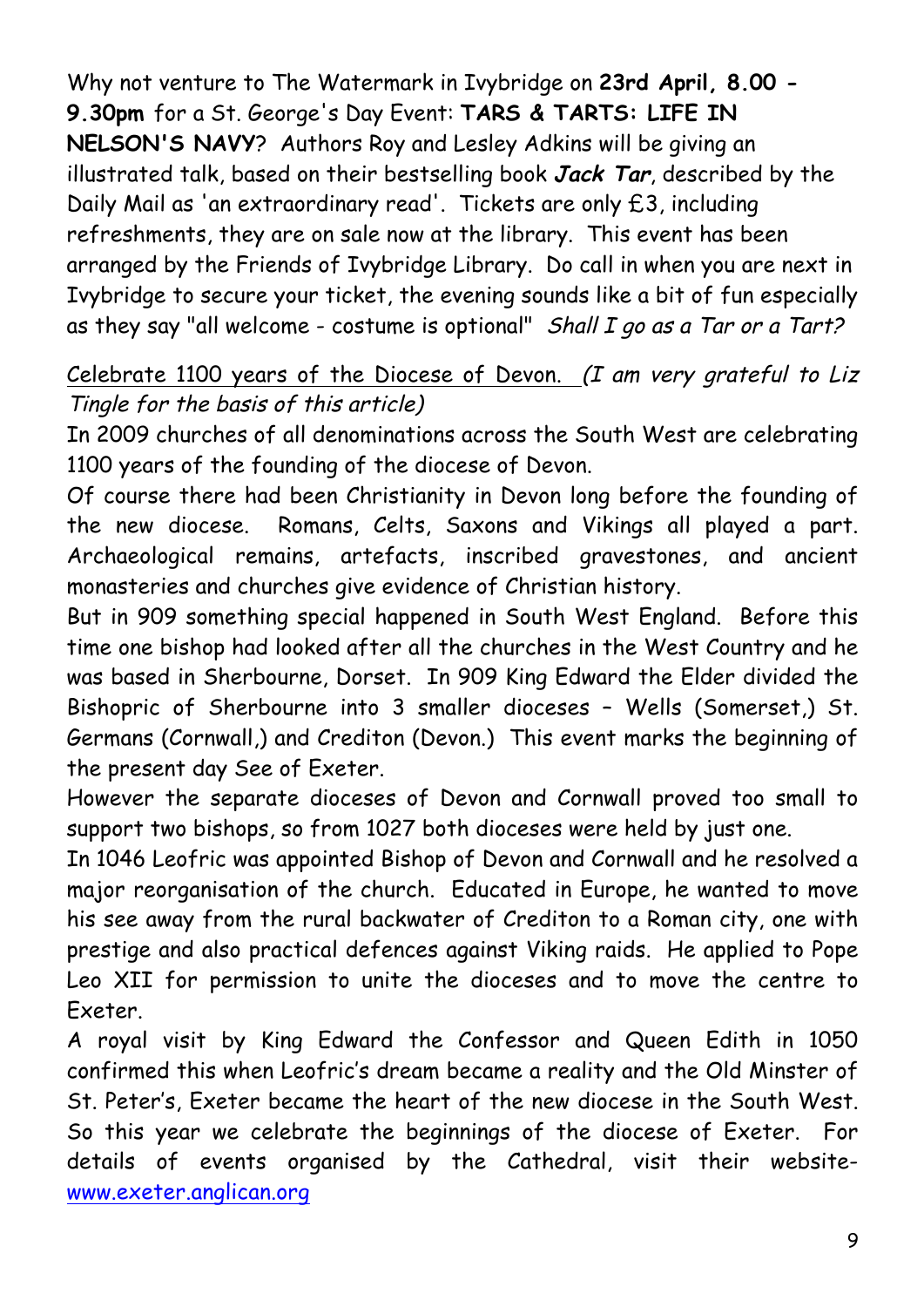Why not venture to The Watermark in Ivybridge on **23rd April, 8.00 - 9.30pm** for a St. George's Day Event: **TARS & TARTS: LIFE IN NELSON'S NAVY**? Authors Roy and Lesley Adkins will be giving an illustrated talk, based on their bestselling book ***Jack Tar***, described by the Daily Mail as 'an extraordinary read'. Tickets are only £3, including refreshments, they are on sale now at the library. This event has been arranged by the Friends of Ivybridge Library. Do call in when you are next in Ivybridge to secure your ticket, the evening sounds like a bit of fun especially as they say "all welcome - costume is optional" *Shall I go as a Tar or a Tart?*

<u>Celebrate 1100 years of the Diocese of Devon.</u> *(I am very grateful to Liz Tingle for the basis of this article)*

In 2009 churches of all denominations across the South West are celebrating 1100 years of the founding of the diocese of Devon.

Of course there had been Christianity in Devon long before the founding of the new diocese. Romans, Celts, Saxons and Vikings all played a part. Archaeological remains, artefacts, inscribed gravestones, and ancient monasteries and churches give evidence of Christian history.

But in 909 something special happened in South West England. Before this time one bishop had looked after all the churches in the West Country and he was based in Sherbourne, Dorset. In 909 King Edward the Elder divided the Bishopric of Sherbourne into 3 smaller dioceses – Wells (Somerset,) St. Germans (Cornwall,) and Crediton (Devon.) This event marks the beginning of the present day See of Exeter.

However the separate dioceses of Devon and Cornwall proved too small to support two bishops, so from 1027 both dioceses were held by just one.

In 1046 Leofric was appointed Bishop of Devon and Cornwall and he resolved a major reorganisation of the church. Educated in Europe, he wanted to move his see away from the rural backwater of Crediton to a Roman city, one with prestige and also practical defences against Viking raids. He applied to Pope Leo XII for permission to unite the dioceses and to move the centre to Exeter.

A royal visit by King Edward the Confessor and Queen Edith in 1050 confirmed this when Leofric's dream became a reality and the Old Minster of St. Peter's, Exeter became the heart of the new diocese in the South West. So this year we celebrate the beginnings of the diocese of Exeter. For details of events organised by the Cathedral, visit their website- www.exeter.anglican.org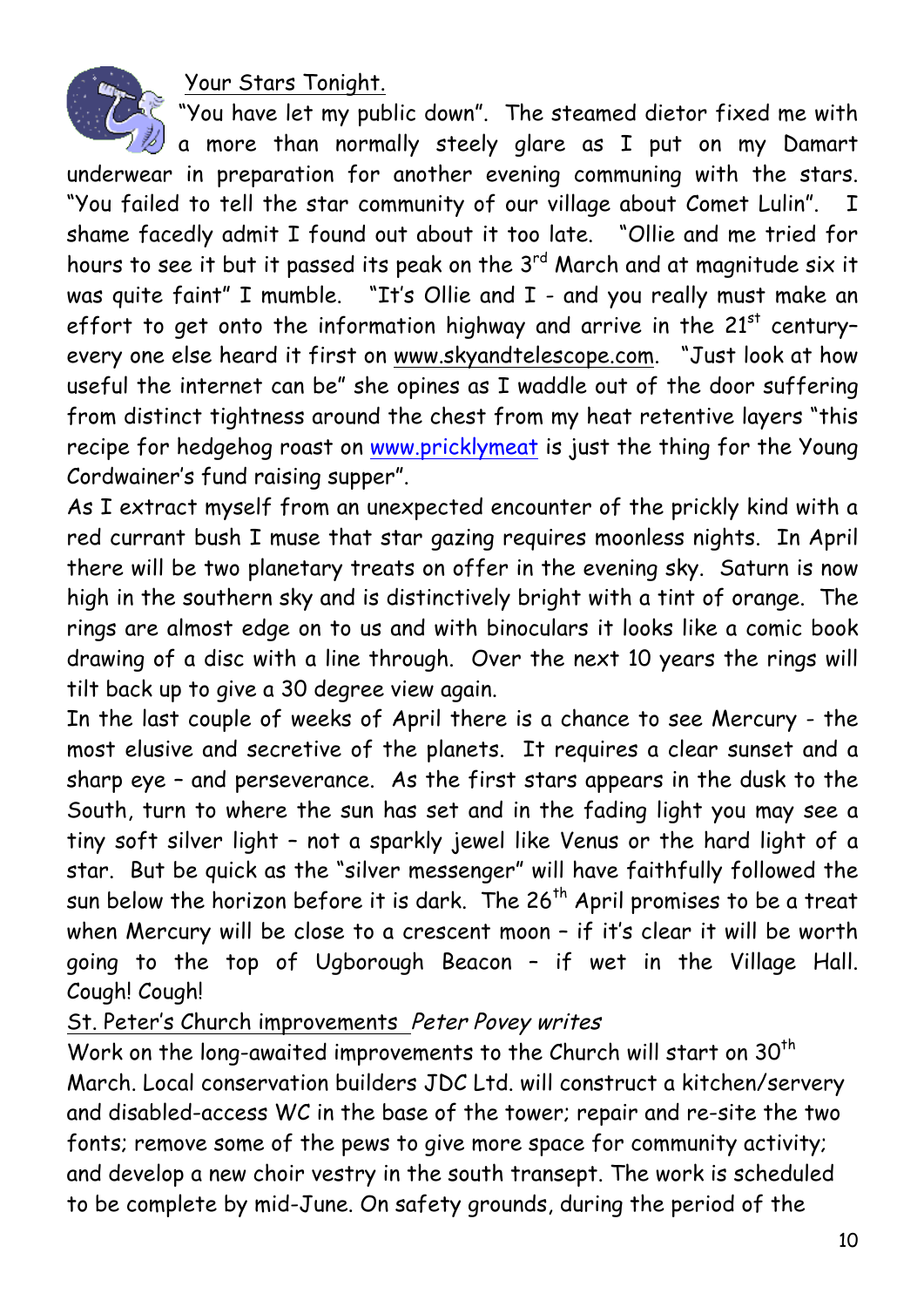## Your Stars Tonight.

"You have let my public down". The steamed dietor fixed me with a more than normally steely glare as I put on my Damart underwear in preparation for another evening communing with the stars. "You failed to tell the star community of our village about Comet Lulin". I shame facedly admit I found out about it too late. "Ollie and me tried for hours to see it but it passed its peak on the 3rd March and at magnitude six it was quite faint" I mumble. "It's Ollie and I - and you really must make an effort to get onto the information highway and arrive in the 21st century– every one else heard it first on www.skyandtelescope.com. "Just look at how useful the internet can be" she opines as I waddle out of the door suffering from distinct tightness around the chest from my heat retentive layers "this recipe for hedgehog roast on www.pricklymeat is just the thing for the Young Cordwainer's fund raising supper".

As I extract myself from an unexpected encounter of the prickly kind with a red currant bush I muse that star gazing requires moonless nights. In April there will be two planetary treats on offer in the evening sky. Saturn is now high in the southern sky and is distinctively bright with a tint of orange. The rings are almost edge on to us and with binoculars it looks like a comic book drawing of a disc with a line through. Over the next 10 years the rings will tilt back up to give a 30 degree view again.

In the last couple of weeks of April there is a chance to see Mercury - the most elusive and secretive of the planets. It requires a clear sunset and a sharp eye – and perseverance. As the first stars appears in the dusk to the South, turn to where the sun has set and in the fading light you may see a tiny soft silver light – not a sparkly jewel like Venus or the hard light of a star. But be quick as the "silver messenger" will have faithfully followed the sun below the horizon before it is dark. The 26th April promises to be a treat when Mercury will be close to a crescent moon – if it's clear it will be worth going to the top of Ugborough Beacon – if wet in the Village Hall. Cough! Cough!

## St. Peter's Church improvements *Peter Povey writes*

Work on the long-awaited improvements to the Church will start on 30th March. Local conservation builders JDC Ltd. will construct a kitchen/servery and disabled-access WC in the base of the tower; repair and re-site the two fonts; remove some of the pews to give more space for community activity; and develop a new choir vestry in the south transept. The work is scheduled to be complete by mid-June. On safety grounds, during the period of the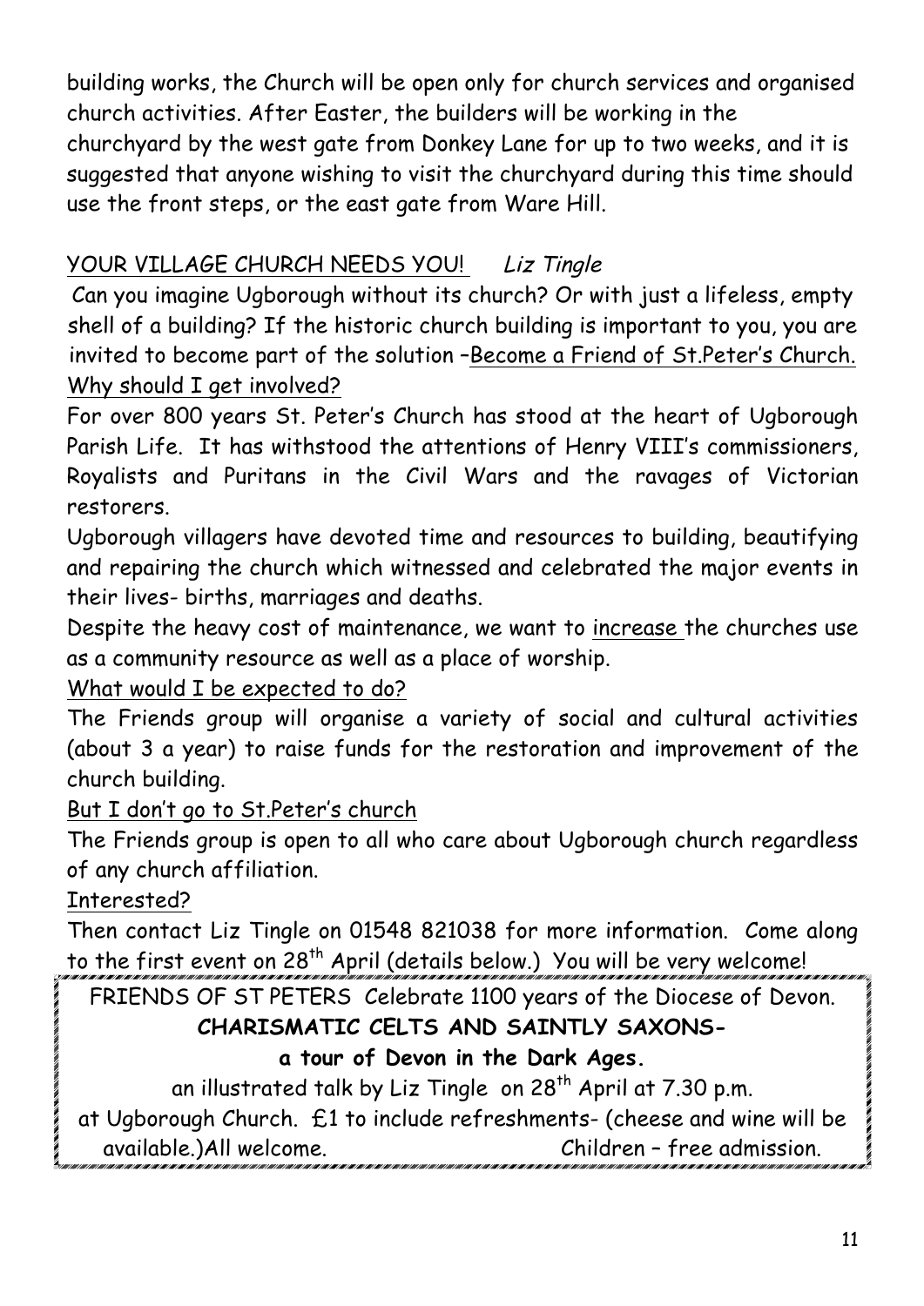building works, the Church will be open only for church services and organised church activities. After Easter, the builders will be working in the churchyard by the west gate from Donkey Lane for up to two weeks, and it is suggested that anyone wishing to visit the churchyard during this time should use the front steps, or the east gate from Ware Hill.

## YOUR VILLAGE CHURCH NEEDS YOU! *Liz Tingle*

Can you imagine Ugborough without its church? Or with just a lifeless, empty shell of a building? If the historic church building is important to you, you are invited to become part of the solution –Become a Friend of St.Peter's Church.

Why should I get involved?

For over 800 years St. Peter's Church has stood at the heart of Ugborough Parish Life. It has withstood the attentions of Henry VIII's commissioners, Royalists and Puritans in the Civil Wars and the ravages of Victorian restorers.

Ugborough villagers have devoted time and resources to building, beautifying and repairing the church which witnessed and celebrated the major events in their lives- births, marriages and deaths.

Despite the heavy cost of maintenance, we want to increase the churches use as a community resource as well as a place of worship.

What would I be expected to do?

The Friends group will organise a variety of social and cultural activities (about 3 a year) to raise funds for the restoration and improvement of the church building.

But I don't go to St.Peter's church

The Friends group is open to all who care about Ugborough church regardless of any church affiliation.

Interested?

Then contact Liz Tingle on 01548 821038 for more information. Come along to the first event on 28th April (details below.) You will be very welcome!

---

FRIENDS OF ST PETERS Celebrate 1100 years of the Diocese of Devon.

**CHARISMATIC CELTS AND SAINTLY SAXONS-**

**a tour of Devon in the Dark Ages.**

an illustrated talk by Liz Tingle on 28th April at 7.30 p.m.

at Ugborough Church. £1 to include refreshments- (cheese and wine will be available.)All welcome. Children – free admission.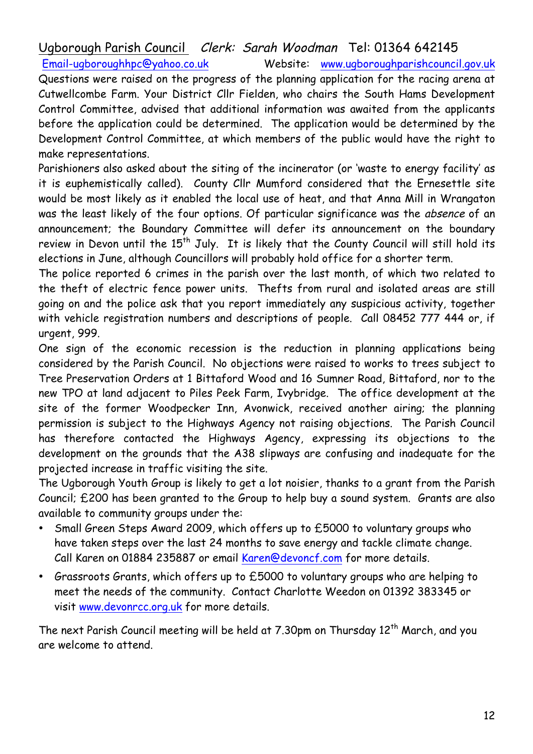Ugborough Parish Council *Clerk: Sarah Woodman* Tel: 01364 642145

Email-ugboroughhpc@yahoo.co.uk Website: www.ugboroughparishcouncil.gov.uk

Questions were raised on the progress of the planning application for the racing arena at Cutwellcombe Farm. Your District Cllr Fielden, who chairs the South Hams Development Control Committee, advised that additional information was awaited from the applicants before the application could be determined. The application would be determined by the Development Control Committee, at which members of the public would have the right to make representations.

Parishioners also asked about the siting of the incinerator (or 'waste to energy facility' as it is euphemistically called). County Cllr Mumford considered that the Ernesettle site would be most likely as it enabled the local use of heat, and that Anna Mill in Wrangaton was the least likely of the four options. Of particular significance was the *absence* of an announcement; the Boundary Committee will defer its announcement on the boundary review in Devon until the 15th July. It is likely that the County Council will still hold its elections in June, although Councillors will probably hold office for a shorter term.

The police reported 6 crimes in the parish over the last month, of which two related to the theft of electric fence power units. Thefts from rural and isolated areas are still going on and the police ask that you report immediately any suspicious activity, together with vehicle registration numbers and descriptions of people. Call 08452 777 444 or, if urgent, 999.

One sign of the economic recession is the reduction in planning applications being considered by the Parish Council. No objections were raised to works to trees subject to Tree Preservation Orders at 1 Bittaford Wood and 16 Sumner Road, Bittaford, nor to the new TPO at land adjacent to Piles Peek Farm, Ivybridge. The office development at the site of the former Woodpecker Inn, Avonwick, received another airing; the planning permission is subject to the Highways Agency not raising objections. The Parish Council has therefore contacted the Highways Agency, expressing its objections to the development on the grounds that the A38 slipways are confusing and inadequate for the projected increase in traffic visiting the site.

The Ugborough Youth Group is likely to get a lot noisier, thanks to a grant from the Parish Council; £200 has been granted to the Group to help buy a sound system. Grants are also available to community groups under the:

- Small Green Steps Award 2009, which offers up to £5000 to voluntary groups who have taken steps over the last 24 months to save energy and tackle climate change. Call Karen on 01884 235887 or email Karen@devoncf.com for more details.
- Grassroots Grants, which offers up to £5000 to voluntary groups who are helping to meet the needs of the community. Contact Charlotte Weedon on 01392 383345 or visit www.devonrcc.org.uk for more details.

The next Parish Council meeting will be held at 7.30pm on Thursday 12th March, and you are welcome to attend.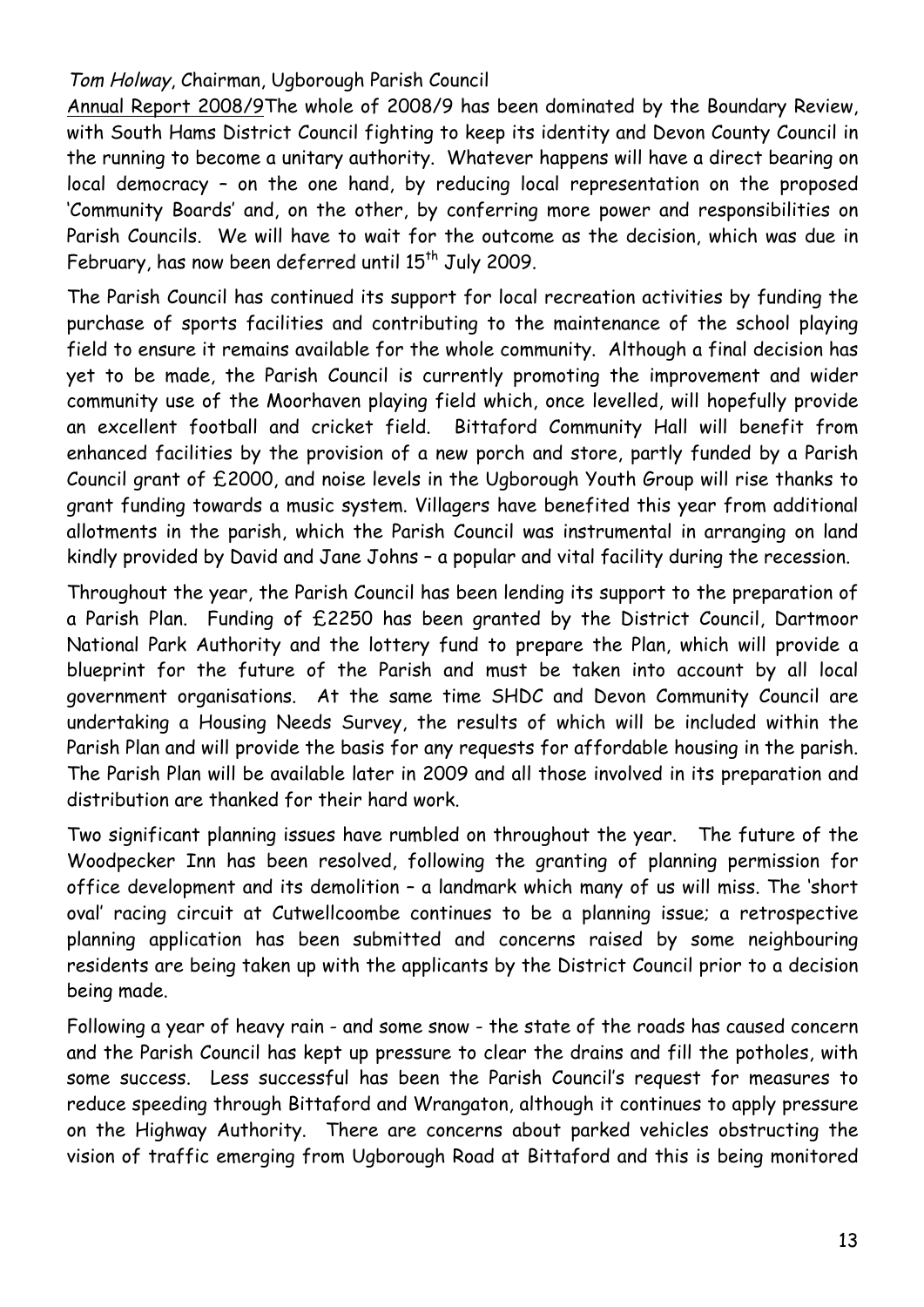*Tom Holway*, Chairman, Ugborough Parish Council

Annual Report 2008/9The whole of 2008/9 has been dominated by the Boundary Review, with South Hams District Council fighting to keep its identity and Devon County Council in the running to become a unitary authority. Whatever happens will have a direct bearing on local democracy – on the one hand, by reducing local representation on the proposed 'Community Boards' and, on the other, by conferring more power and responsibilities on Parish Councils. We will have to wait for the outcome as the decision, which was due in February, has now been deferred until 15th July 2009.

The Parish Council has continued its support for local recreation activities by funding the purchase of sports facilities and contributing to the maintenance of the school playing field to ensure it remains available for the whole community. Although a final decision has yet to be made, the Parish Council is currently promoting the improvement and wider community use of the Moorhaven playing field which, once levelled, will hopefully provide an excellent football and cricket field. Bittaford Community Hall will benefit from enhanced facilities by the provision of a new porch and store, partly funded by a Parish Council grant of £2000, and noise levels in the Ugborough Youth Group will rise thanks to grant funding towards a music system. Villagers have benefited this year from additional allotments in the parish, which the Parish Council was instrumental in arranging on land kindly provided by David and Jane Johns – a popular and vital facility during the recession.

Throughout the year, the Parish Council has been lending its support to the preparation of a Parish Plan. Funding of £2250 has been granted by the District Council, Dartmoor National Park Authority and the lottery fund to prepare the Plan, which will provide a blueprint for the future of the Parish and must be taken into account by all local government organisations. At the same time SHDC and Devon Community Council are undertaking a Housing Needs Survey, the results of which will be included within the Parish Plan and will provide the basis for any requests for affordable housing in the parish. The Parish Plan will be available later in 2009 and all those involved in its preparation and distribution are thanked for their hard work.

Two significant planning issues have rumbled on throughout the year. The future of the Woodpecker Inn has been resolved, following the granting of planning permission for office development and its demolition – a landmark which many of us will miss. The 'short oval' racing circuit at Cutwellcoombe continues to be a planning issue; a retrospective planning application has been submitted and concerns raised by some neighbouring residents are being taken up with the applicants by the District Council prior to a decision being made.

Following a year of heavy rain - and some snow - the state of the roads has caused concern and the Parish Council has kept up pressure to clear the drains and fill the potholes, with some success. Less successful has been the Parish Council's request for measures to reduce speeding through Bittaford and Wrangaton, although it continues to apply pressure on the Highway Authority. There are concerns about parked vehicles obstructing the vision of traffic emerging from Ugborough Road at Bittaford and this is being monitored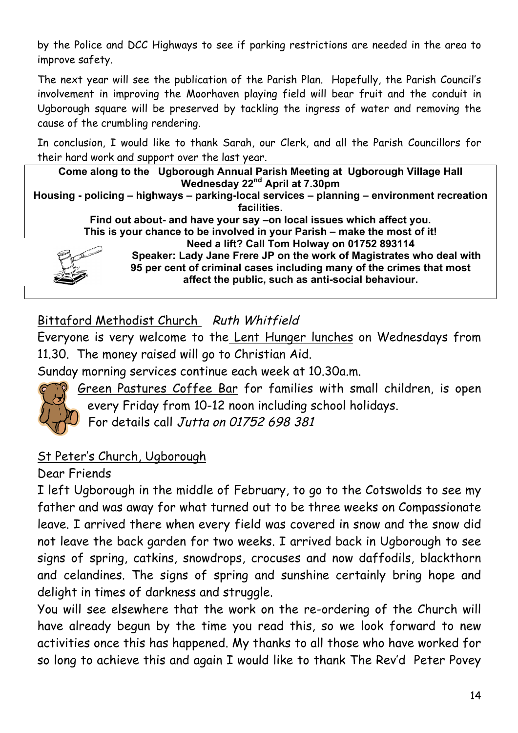by the Police and DCC Highways to see if parking restrictions are needed in the area to improve safety.

The next year will see the publication of the Parish Plan. Hopefully, the Parish Council's involvement in improving the Moorhaven playing field will bear fruit and the conduit in Ugborough square will be preserved by tackling the ingress of water and removing the cause of the crumbling rendering.

In conclusion, I would like to thank Sarah, our Clerk, and all the Parish Councillors for their hard work and support over the last year.

**Come along to the Ugborough Annual Parish Meeting at Ugborough Village Hall Wednesday 22nd April at 7.30pm**

**Housing - policing – highways – parking-local services – planning – environment recreation facilities.**

**Find out about- and have your say –on local issues which affect you.**

**This is your chance to be involved in your Parish – make the most of it!**

**Need a lift? Call Tom Holway on 01752 893114**

**Speaker: Lady Jane Frere JP on the work of Magistrates who deal with 95 per cent of criminal cases including many of the crimes that most affect the public, such as anti-social behaviour.**

## Bittaford Methodist Church *Ruth Whitfield*

Everyone is very welcome to the Lent Hunger lunches on Wednesdays from 11.30. The money raised will go to Christian Aid.

Sunday morning services continue each week at 10.30a.m.

Green Pastures Coffee Bar for families with small children, is open every Friday from 10-12 noon including school holidays.

For details call *Jutta on 01752 698 381*

## St Peter's Church, Ugborough

Dear Friends

I left Ugborough in the middle of February, to go to the Cotswolds to see my father and was away for what turned out to be three weeks on Compassionate leave. I arrived there when every field was covered in snow and the snow did not leave the back garden for two weeks. I arrived back in Ugborough to see signs of spring, catkins, snowdrops, crocuses and now daffodils, blackthorn and celandines. The signs of spring and sunshine certainly bring hope and delight in times of darkness and struggle.

You will see elsewhere that the work on the re-ordering of the Church will have already begun by the time you read this, so we look forward to new activities once this has happened. My thanks to all those who have worked for so long to achieve this and again I would like to thank The Rev'd Peter Povey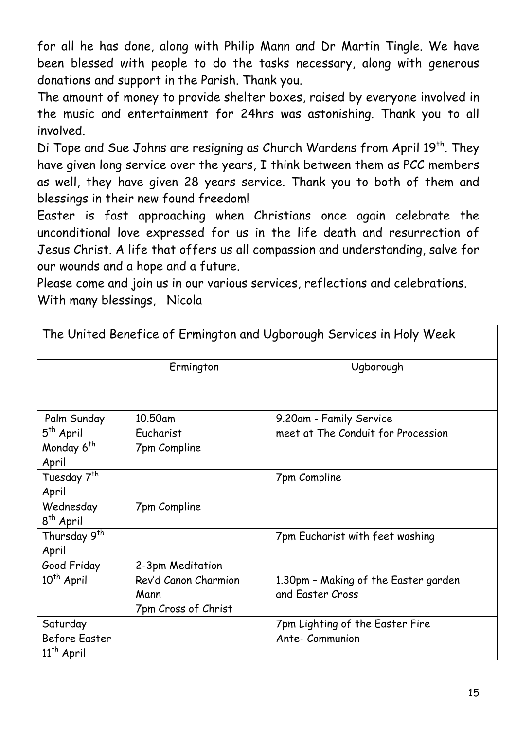for all he has done, along with Philip Mann and Dr Martin Tingle. We have been blessed with people to do the tasks necessary, along with generous donations and support in the Parish. Thank you.

The amount of money to provide shelter boxes, raised by everyone involved in the music and entertainment for 24hrs was astonishing. Thank you to all involved.

Di Tope and Sue Johns are resigning as Church Wardens from April 19th. They have given long service over the years, I think between them as PCC members as well, they have given 28 years service. Thank you to both of them and blessings in their new found freedom!

Easter is fast approaching when Christians once again celebrate the unconditional love expressed for us in the life death and resurrection of Jesus Christ. A life that offers us all compassion and understanding, salve for our wounds and a hope and a future.

Please come and join us in our various services, reflections and celebrations.

With many blessings, Nicola

| The United Benefice of Ermington and Ugborough Services in Holy Week | | |
|---|---|---|
| | Ermington | Ugborough |
| Palm Sunday 5th April | 10.50am Eucharist | 9.20am - Family Service meet at The Conduit for Procession |
| Monday 6th April | 7pm Compline | |
| Tuesday 7th April | | 7pm Compline |
| Wednesday 8th April | 7pm Compline | |
| Thursday 9th April | | 7pm Eucharist with feet washing |
| Good Friday 10th April | 2-3pm Meditation Rev'd Canon Charmion Mann 7pm Cross of Christ | 1.30pm – Making of the Easter garden and Easter Cross |
| Saturday Before Easter 11th April | | 7pm Lighting of the Easter Fire Ante- Communion |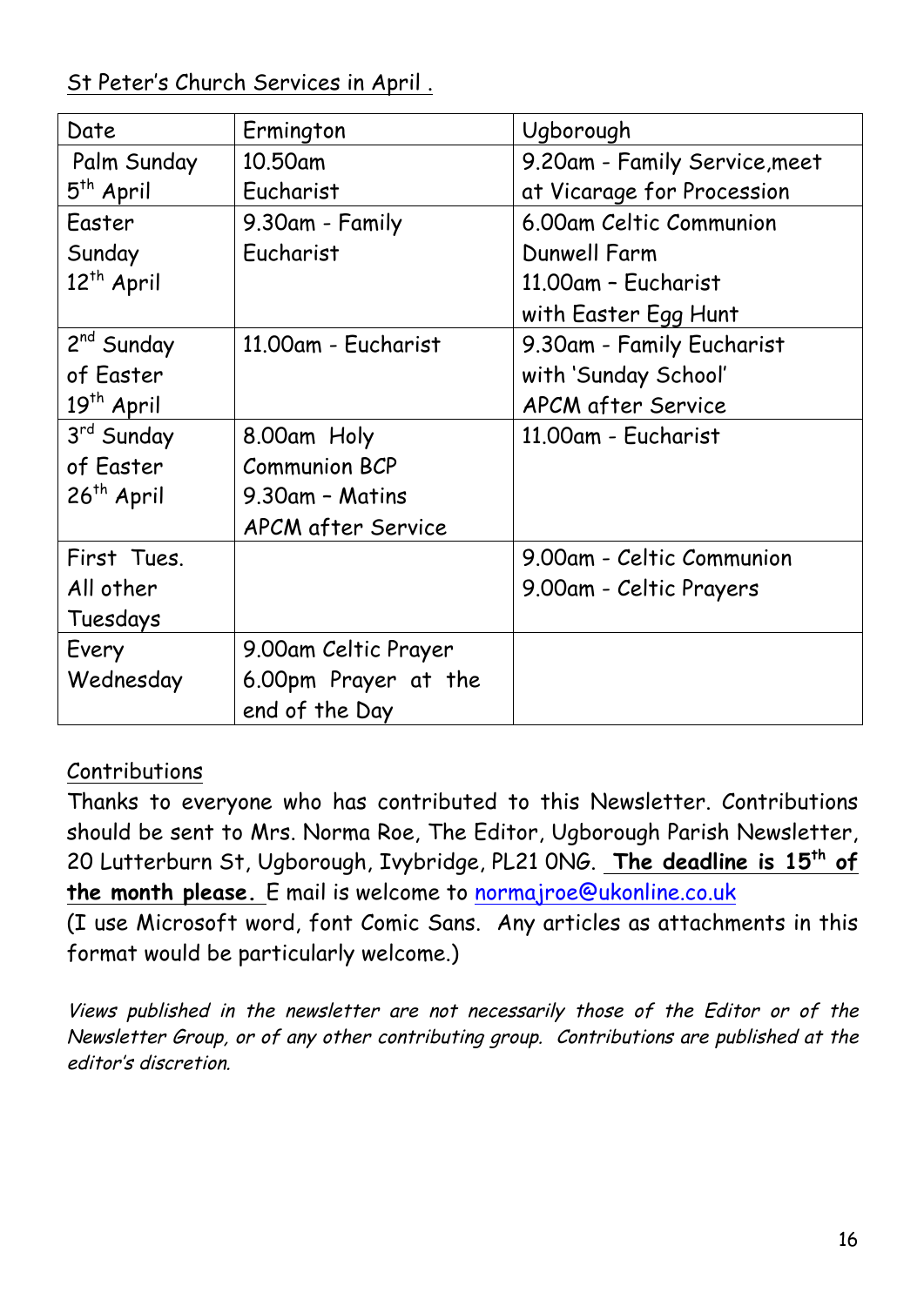St Peter's Church Services in April .

| Date | Ermington | Ugborough |
|---|---|---|
| Palm Sunday 5th April | 10.50am Eucharist | 9.20am - Family Service,meet at Vicarage for Procession |
| Easter Sunday 12th April | 9.30am - Family Eucharist | 6.00am Celtic Communion Dunwell Farm<br>11.00am – Eucharist with Easter Egg Hunt |
| 2nd Sunday of Easter 19th April | 11.00am - Eucharist | 9.30am - Family Eucharist with 'Sunday School'<br>APCM after Service |
| 3rd Sunday of Easter 26th April | 8.00am Holy Communion BCP<br>9.30am – Matins<br>APCM after Service | 11.00am - Eucharist |
| First Tues.<br>All other Tuesdays | | 9.00am - Celtic Communion<br>9.00am - Celtic Prayers |
| Every Wednesday | 9.00am Celtic Prayer<br>6.00pm Prayer at the end of the Day | |

Contributions

Thanks to everyone who has contributed to this Newsletter. Contributions should be sent to Mrs. Norma Roe, The Editor, Ugborough Parish Newsletter, 20 Lutterburn St, Ugborough, Ivybridge, PL21 0NG. **The deadline is 15th of the month please.** E mail is welcome to normajroe@ukonline.co.uk

(I use Microsoft word, font Comic Sans. Any articles as attachments in this format would be particularly welcome.)

*Views published in the newsletter are not necessarily those of the Editor or of the Newsletter Group, or of any other contributing group. Contributions are published at the editor's discretion.*